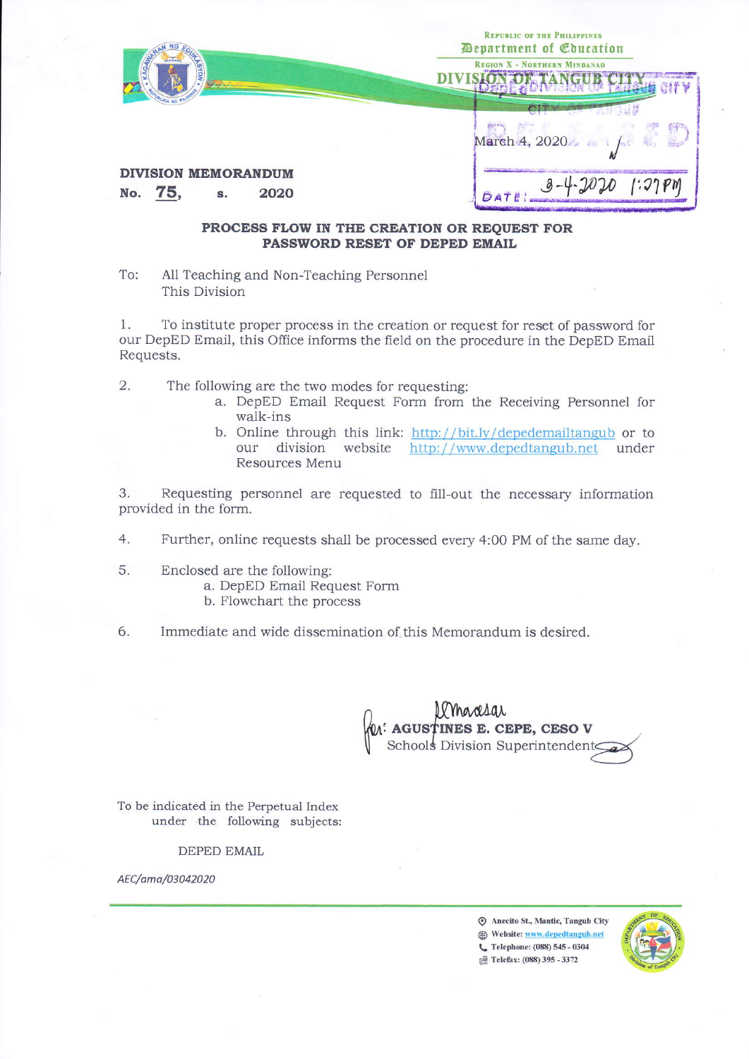REPUBLIC OF THE PHILIPPINES
Department of Education
REGION X - NORTHERN MINDANAO
DIVISION OF TANGUB CITY

March 4, 2020

**DIVISION MEMORANDUM**
**No. 75, s. 2020**

**PROCESS FLOW IN THE CREATION OR REQUEST FOR PASSWORD RESET OF DEPED EMAIL**

To: All Teaching and Non-Teaching Personnel
This Division

1. To institute proper process in the creation or request for reset of password for our DepED Email, this Office informs the field on the procedure in the DepED Email Requests.

2. The following are the two modes for requesting:
   a. DepED Email Request Form from the Receiving Personnel for walk-ins
   b. Online through this link: http://bit.ly/depedemailtangub or to our division website http://www.depedtangub.net under Resources Menu

3. Requesting personnel are requested to fill-out the necessary information provided in the form.

4. Further, online requests shall be processed every 4:00 PM of the same day.

5. Enclosed are the following:
   a. DepED Email Request Form
   b. Flowchart the process

6. Immediate and wide dissemination of this Memorandum is desired.

For: **AGUSTINES E. CEPE, CESO V**
Schools Division Superintendent

To be indicated in the Perpetual Index under the following subjects:

DEPED EMAIL

*AEC/ama/03042020*

Anecito St., Mantic, Tangub City
Website: www.depedtangub.net
Telephone: (088) 545 - 0304
Telefax: (088) 395 - 3372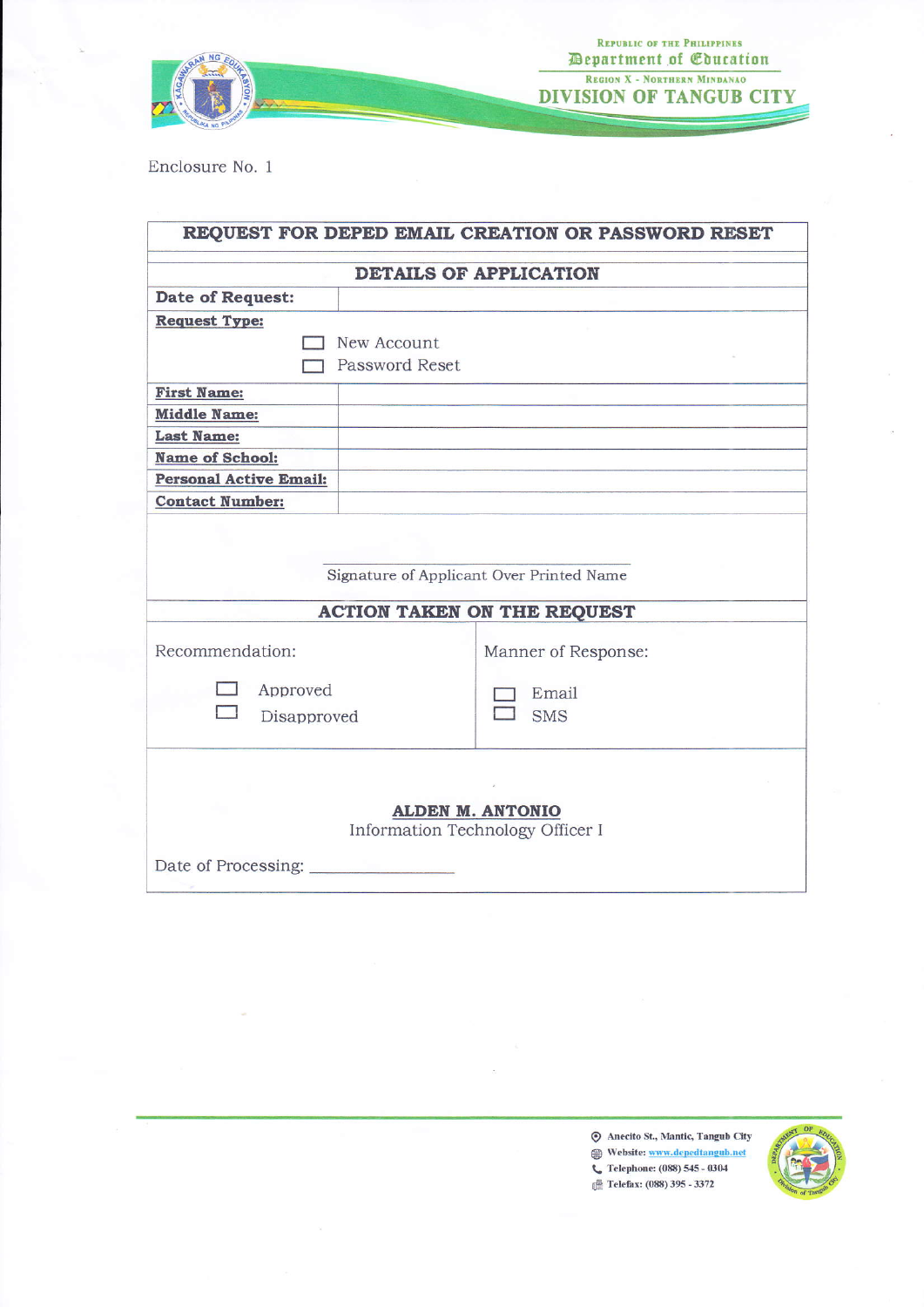Republic of the Philippines
Department of Education
Region X - Northern Mindanao
DIVISION OF TANGUB CITY

Enclosure No. 1

## REQUEST FOR DEPED EMAIL CREATION OR PASSWORD RESET

### DETAILS OF APPLICATION

| | |
|---|---|
| **Date of Request:** | |
| **Request Type:** ☐ New Account ☐ Password Reset | |
| **First Name:** | |
| **Middle Name:** | |
| **Last Name:** | |
| **Name of School:** | |
| **Personal Active Email:** | |
| **Contact Number:** | |

\_\_\_\_\_\_\_\_\_\_\_\_\_\_\_\_\_\_\_\_\_\_\_\_\_\_\_\_\_\_\_\_\_\_\_\_
Signature of Applicant Over Printed Name

### ACTION TAKEN ON THE REQUEST

| Recommendation: | Manner of Response: |
|---|---|
| ☐ Approved | ☐ Email |
| ☐ Disapproved | ☐ SMS |

**ALDEN M. ANTONIO**
Information Technology Officer I

Date of Processing: \_\_\_\_\_\_\_\_\_\_\_\_\_\_\_\_\_

Anecito St., Mantic, Tangub City
Website: www.depedtangub.net
Telephone: (088) 545 - 0304
Telefax: (088) 395 - 3372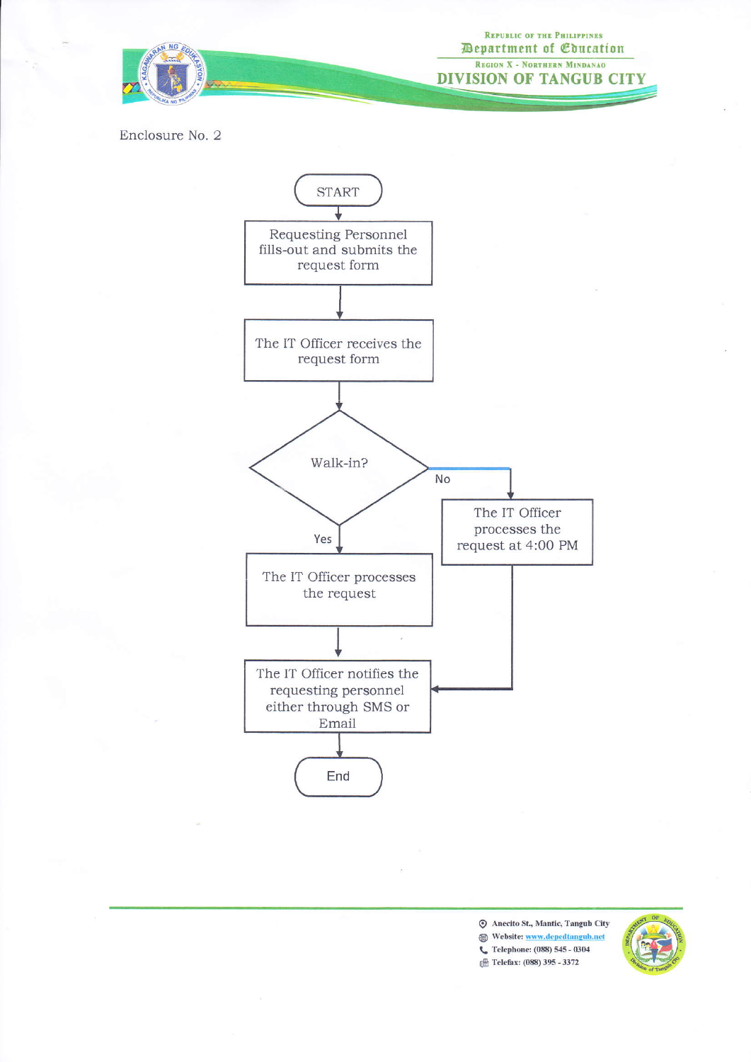Enclosure No. 2

START

Requesting Personnel fills-out and submits the request form

The IT Officer receives the request form

Walk-in?

No

The IT Officer processes the request at 4:00 PM

Yes

The IT Officer processes the request

The IT Officer notifies the requesting personnel either through SMS or Email

End